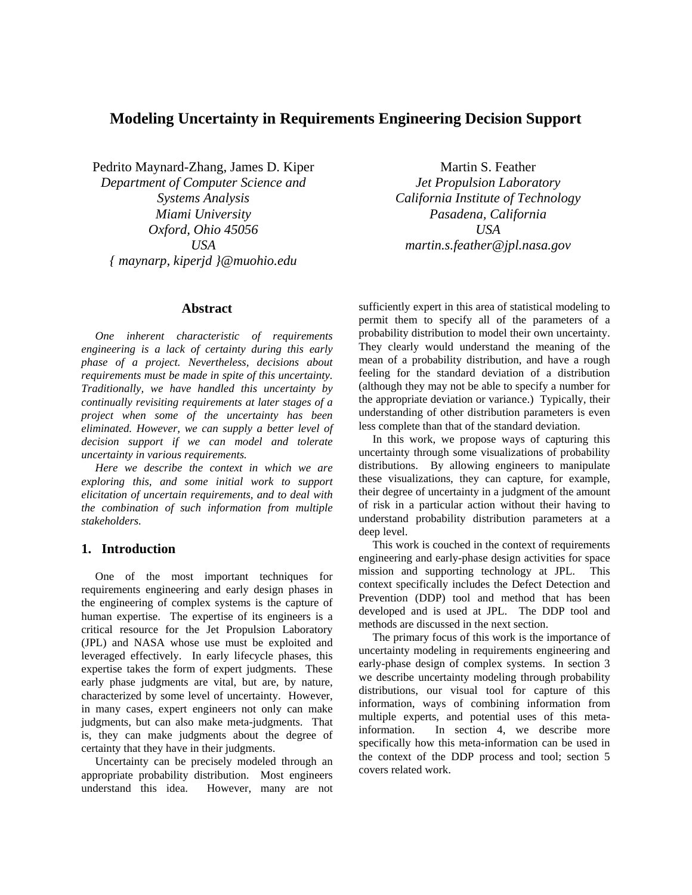# Modeling Uncertainty in Requirements Engineering Decision Support

Pedrito Maynard-Zhang, James D. Kiper
*Department of Computer Science and Systems Analysis*
*Miami University*
*Oxford, Ohio 45056*
*USA*
*{ maynarp, kiperjd }@muohio.edu*

Martin S. Feather
*Jet Propulsion Laboratory*
*California Institute of Technology*
*Pasadena, California*
*USA*
*martin.s.feather@jpl.nasa.gov*

## Abstract

*One inherent characteristic of requirements engineering is a lack of certainty during this early phase of a project. Nevertheless, decisions about requirements must be made in spite of this uncertainty. Traditionally, we have handled this uncertainty by continually revisiting requirements at later stages of a project when some of the uncertainty has been eliminated. However, we can supply a better level of decision support if we can model and tolerate uncertainty in various requirements.*

*Here we describe the context in which we are exploring this, and some initial work to support elicitation of uncertain requirements, and to deal with the combination of such information from multiple stakeholders.*

## 1. Introduction

One of the most important techniques for requirements engineering and early design phases in the engineering of complex systems is the capture of human expertise. The expertise of its engineers is a critical resource for the Jet Propulsion Laboratory (JPL) and NASA whose use must be exploited and leveraged effectively. In early lifecycle phases, this expertise takes the form of expert judgments. These early phase judgments are vital, but are, by nature, characterized by some level of uncertainty. However, in many cases, expert engineers not only can make judgments, but can also make meta-judgments. That is, they can make judgments about the degree of certainty that they have in their judgments.

Uncertainty can be precisely modeled through an appropriate probability distribution. Most engineers understand this idea. However, many are not sufficiently expert in this area of statistical modeling to permit them to specify all of the parameters of a probability distribution to model their own uncertainty. They clearly would understand the meaning of the mean of a probability distribution, and have a rough feeling for the standard deviation of a distribution (although they may not be able to specify a number for the appropriate deviation or variance.) Typically, their understanding of other distribution parameters is even less complete than that of the standard deviation.

In this work, we propose ways of capturing this uncertainty through some visualizations of probability distributions. By allowing engineers to manipulate these visualizations, they can capture, for example, their degree of uncertainty in a judgment of the amount of risk in a particular action without their having to understand probability distribution parameters at a deep level.

This work is couched in the context of requirements engineering and early-phase design activities for space mission and supporting technology at JPL. This context specifically includes the Defect Detection and Prevention (DDP) tool and method that has been developed and is used at JPL. The DDP tool and methods are discussed in the next section.

The primary focus of this work is the importance of uncertainty modeling in requirements engineering and early-phase design of complex systems. In section 3 we describe uncertainty modeling through probability distributions, our visual tool for capture of this information, ways of combining information from multiple experts, and potential uses of this meta-information. In section 4, we describe more specifically how this meta-information can be used in the context of the DDP process and tool; section 5 covers related work.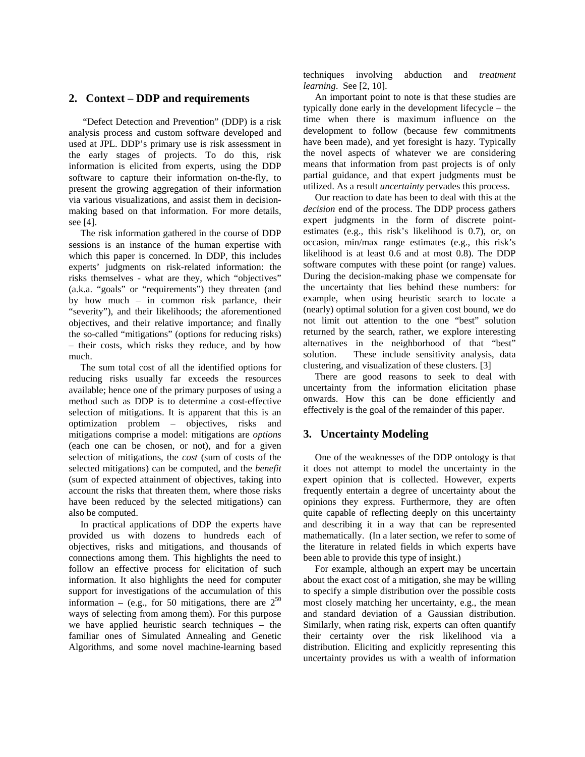## 2. Context – DDP and requirements

"Defect Detection and Prevention" (DDP) is a risk analysis process and custom software developed and used at JPL. DDP's primary use is risk assessment in the early stages of projects. To do this, risk information is elicited from experts, using the DDP software to capture their information on-the-fly, to present the growing aggregation of their information via various visualizations, and assist them in decision-making based on that information. For more details, see [4].

The risk information gathered in the course of DDP sessions is an instance of the human expertise with which this paper is concerned. In DDP, this includes experts' judgments on risk-related information: the risks themselves - what are they, which "objectives" (a.k.a. "goals" or "requirements") they threaten (and by how much – in common risk parlance, their "severity"), and their likelihoods; the aforementioned objectives, and their relative importance; and finally the so-called "mitigations" (options for reducing risks) – their costs, which risks they reduce, and by how much.

The sum total cost of all the identified options for reducing risks usually far exceeds the resources available; hence one of the primary purposes of using a method such as DDP is to determine a cost-effective selection of mitigations. It is apparent that this is an optimization problem – objectives, risks and mitigations comprise a model: mitigations are *options* (each one can be chosen, or not), and for a given selection of mitigations, the *cost* (sum of costs of the selected mitigations) can be computed, and the *benefit* (sum of expected attainment of objectives, taking into account the risks that threaten them, where those risks have been reduced by the selected mitigations) can also be computed.

In practical applications of DDP the experts have provided us with dozens to hundreds each of objectives, risks and mitigations, and thousands of connections among them. This highlights the need to follow an effective process for elicitation of such information. It also highlights the need for computer support for investigations of the accumulation of this information – (e.g., for 50 mitigations, there are $2^{50}$ ways of selecting from among them). For this purpose we have applied heuristic search techniques – the familiar ones of Simulated Annealing and Genetic Algorithms, and some novel machine-learning based techniques involving abduction and *treatment learning*. See [2, 10].

An important point to note is that these studies are typically done early in the development lifecycle – the time when there is maximum influence on the development to follow (because few commitments have been made), and yet foresight is hazy. Typically the novel aspects of whatever we are considering means that information from past projects is of only partial guidance, and that expert judgments must be utilized. As a result *uncertainty* pervades this process.

Our reaction to date has been to deal with this at the *decision* end of the process. The DDP process gathers expert judgments in the form of discrete point-estimates (e.g., this risk's likelihood is 0.7), or, on occasion, min/max range estimates (e.g., this risk's likelihood is at least 0.6 and at most 0.8). The DDP software computes with these point (or range) values. During the decision-making phase we compensate for the uncertainty that lies behind these numbers: for example, when using heuristic search to locate a (nearly) optimal solution for a given cost bound, we do not limit out attention to the one "best" solution returned by the search, rather, we explore interesting alternatives in the neighborhood of that "best" solution. These include sensitivity analysis, data clustering, and visualization of these clusters. [3]

There are good reasons to seek to deal with uncertainty from the information elicitation phase onwards. How this can be done efficiently and effectively is the goal of the remainder of this paper.

## 3. Uncertainty Modeling

One of the weaknesses of the DDP ontology is that it does not attempt to model the uncertainty in the expert opinion that is collected. However, experts frequently entertain a degree of uncertainty about the opinions they express. Furthermore, they are often quite capable of reflecting deeply on this uncertainty and describing it in a way that can be represented mathematically. (In a later section, we refer to some of the literature in related fields in which experts have been able to provide this type of insight.)

For example, although an expert may be uncertain about the exact cost of a mitigation, she may be willing to specify a simple distribution over the possible costs most closely matching her uncertainty, e.g., the mean and standard deviation of a Gaussian distribution. Similarly, when rating risk, experts can often quantify their certainty over the risk likelihood via a distribution. Eliciting and explicitly representing this uncertainty provides us with a wealth of information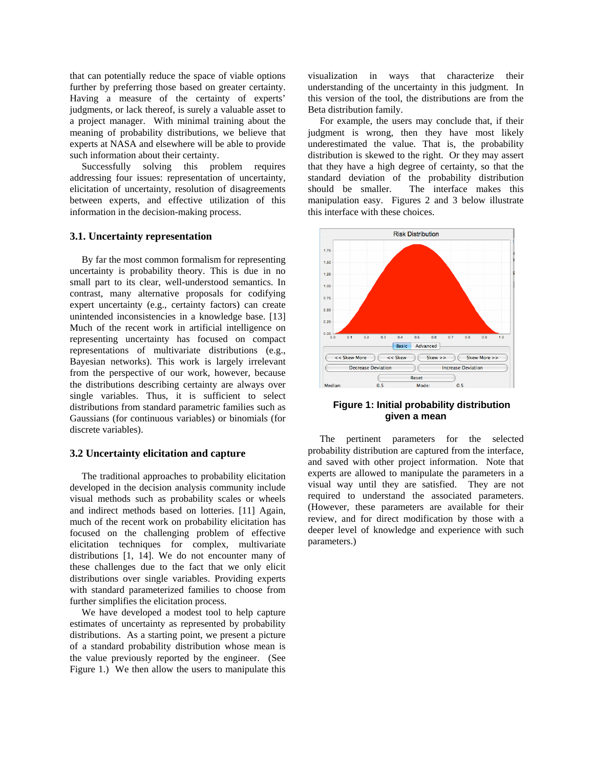that can potentially reduce the space of viable options further by preferring those based on greater certainty. Having a measure of the certainty of experts' judgments, or lack thereof, is surely a valuable asset to a project manager. With minimal training about the meaning of probability distributions, we believe that experts at NASA and elsewhere will be able to provide such information about their certainty.

Successfully solving this problem requires addressing four issues: representation of uncertainty, elicitation of uncertainty, resolution of disagreements between experts, and effective utilization of this information in the decision-making process.

### 3.1. Uncertainty representation

By far the most common formalism for representing uncertainty is probability theory. This is due in no small part to its clear, well-understood semantics. In contrast, many alternative proposals for codifying expert uncertainty (e.g., certainty factors) can create unintended inconsistencies in a knowledge base. [13] Much of the recent work in artificial intelligence on representing uncertainty has focused on compact representations of multivariate distributions (e.g., Bayesian networks). This work is largely irrelevant from the perspective of our work, however, because the distributions describing certainty are always over single variables. Thus, it is sufficient to select distributions from standard parametric families such as Gaussians (for continuous variables) or binomials (for discrete variables).

### 3.2 Uncertainty elicitation and capture

The traditional approaches to probability elicitation developed in the decision analysis community include visual methods such as probability scales or wheels and indirect methods based on lotteries. [11] Again, much of the recent work on probability elicitation has focused on the challenging problem of effective elicitation techniques for complex, multivariate distributions [1, 14]. We do not encounter many of these challenges due to the fact that we only elicit distributions over single variables. Providing experts with standard parameterized families to choose from further simplifies the elicitation process.

We have developed a modest tool to help capture estimates of uncertainty as represented by probability distributions. As a starting point, we present a picture of a standard probability distribution whose mean is the value previously reported by the engineer. (See Figure 1.) We then allow the users to manipulate this visualization in ways that characterize their understanding of the uncertainty in this judgment. In this version of the tool, the distributions are from the Beta distribution family.

For example, the users may conclude that, if their judgment is wrong, then they have most likely underestimated the value. That is, the probability distribution is skewed to the right. Or they may assert that they have a high degree of certainty, so that the standard deviation of the probability distribution should be smaller. The interface makes this manipulation easy. Figures 2 and 3 below illustrate this interface with these choices.

**Figure 1: Initial probability distribution given a mean**

The pertinent parameters for the selected probability distribution are captured from the interface, and saved with other project information. Note that experts are allowed to manipulate the parameters in a visual way until they are satisfied. They are not required to understand the associated parameters. (However, these parameters are available for their review, and for direct modification by those with a deeper level of knowledge and experience with such parameters.)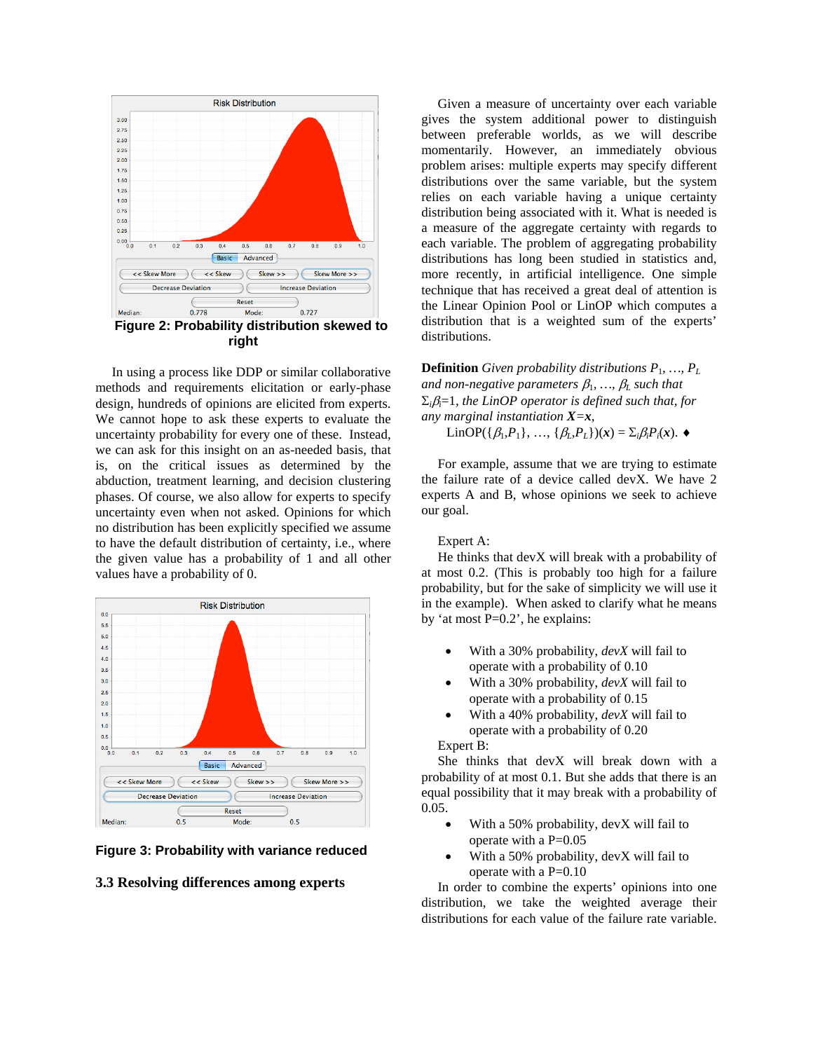Figure 2: Probability distribution skewed to right

In using a process like DDP or similar collaborative methods and requirements elicitation or early-phase design, hundreds of opinions are elicited from experts. We cannot hope to ask these experts to evaluate the uncertainty probability for every one of these. Instead, we can ask for this insight on an as-needed basis, that is, on the critical issues as determined by the abduction, treatment learning, and decision clustering phases. Of course, we also allow for experts to specify uncertainty even when not asked. Opinions for which no distribution has been explicitly specified we assume to have the default distribution of certainty, i.e., where the given value has a probability of 1 and all other values have a probability of 0.

Figure 3: Probability with variance reduced

### 3.3 Resolving differences among experts

Given a measure of uncertainty over each variable gives the system additional power to distinguish between preferable worlds, as we will describe momentarily. However, an immediately obvious problem arises: multiple experts may specify different distributions over the same variable, but the system relies on each variable having a unique certainty distribution being associated with it. What is needed is a measure of the aggregate certainty with regards to each variable. The problem of aggregating probability distributions has long been studied in statistics and, more recently, in artificial intelligence. One simple technique that has received a great deal of attention is the Linear Opinion Pool or LinOP which computes a distribution that is a weighted sum of the experts' distributions.

**Definition** *Given probability distributions* $P_1, \ldots, P_L$ *and non-negative parameters* $\beta_1, \ldots, \beta_L$ *such that* $\Sigma_i\beta_i=1$, *the LinOP operator is defined such that, for any marginal instantiation* $\boldsymbol{X}=\boldsymbol{x}$,

$$\text{LinOP}(\{\beta_1,P_1\}, \ldots, \{\beta_L,P_L\})(\boldsymbol{x}) = \Sigma_i\beta_iP_i(\boldsymbol{x}). \blacklozenge$$

For example, assume that we are trying to estimate the failure rate of a device called devX. We have 2 experts A and B, whose opinions we seek to achieve our goal.

Expert A:

He thinks that devX will break with a probability of at most 0.2. (This is probably too high for a failure probability, but for the sake of simplicity we will use it in the example). When asked to clarify what he means by 'at most P=0.2', he explains:

- With a 30% probability, *devX* will fail to operate with a probability of 0.10
- With a 30% probability, *devX* will fail to operate with a probability of 0.15
- With a 40% probability, *devX* will fail to operate with a probability of 0.20

Expert B:

She thinks that devX will break down with a probability of at most 0.1. But she adds that there is an equal possibility that it may break with a probability of 0.05.

- With a 50% probability, devX will fail to operate with a P=0.05
- With a 50% probability, devX will fail to operate with a P=0.10

In order to combine the experts' opinions into one distribution, we take the weighted average their distributions for each value of the failure rate variable.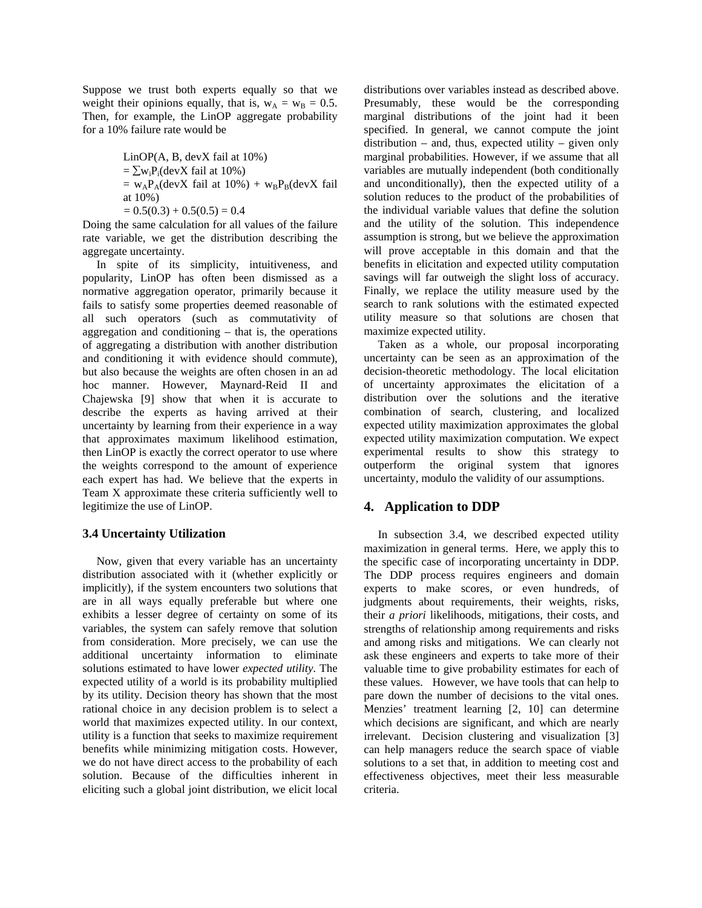Suppose we trust both experts equally so that we weight their opinions equally, that is, $w_A = w_B = 0.5$. Then, for example, the LinOP aggregate probability for a 10% failure rate would be

$$
\begin{aligned}
&\text{LinOP}(A, B, \text{devX fail at 10\%}) \\
&= \sum w_i P_i(\text{devX fail at 10\%}) \\
&= w_A P_A(\text{devX fail at 10\%}) + w_B P_B(\text{devX fail at 10\%}) \\
&= 0.5(0.3) + 0.5(0.5) = 0.4
\end{aligned}
$$

Doing the same calculation for all values of the failure rate variable, we get the distribution describing the aggregate uncertainty.

In spite of its simplicity, intuitiveness, and popularity, LinOP has often been dismissed as a normative aggregation operator, primarily because it fails to satisfy some properties deemed reasonable of all such operators (such as commutativity of aggregation and conditioning – that is, the operations of aggregating a distribution with another distribution and conditioning it with evidence should commute), but also because the weights are often chosen in an ad hoc manner. However, Maynard-Reid II and Chajewska [9] show that when it is accurate to describe the experts as having arrived at their uncertainty by learning from their experience in a way that approximates maximum likelihood estimation, then LinOP is exactly the correct operator to use where the weights correspond to the amount of experience each expert has had. We believe that the experts in Team X approximate these criteria sufficiently well to legitimize the use of LinOP.

### 3.4 Uncertainty Utilization

Now, given that every variable has an uncertainty distribution associated with it (whether explicitly or implicitly), if the system encounters two solutions that are in all ways equally preferable but where one exhibits a lesser degree of certainty on some of its variables, the system can safely remove that solution from consideration. More precisely, we can use the additional uncertainty information to eliminate solutions estimated to have lower *expected utility*. The expected utility of a world is its probability multiplied by its utility. Decision theory has shown that the most rational choice in any decision problem is to select a world that maximizes expected utility. In our context, utility is a function that seeks to maximize requirement benefits while minimizing mitigation costs. However, we do not have direct access to the probability of each solution. Because of the difficulties inherent in eliciting such a global joint distribution, we elicit local distributions over variables instead as described above. Presumably, these would be the corresponding marginal distributions of the joint had it been specified. In general, we cannot compute the joint distribution – and, thus, expected utility – given only marginal probabilities. However, if we assume that all variables are mutually independent (both conditionally and unconditionally), then the expected utility of a solution reduces to the product of the probabilities of the individual variable values that define the solution and the utility of the solution. This independence assumption is strong, but we believe the approximation will prove acceptable in this domain and that the benefits in elicitation and expected utility computation savings will far outweigh the slight loss of accuracy. Finally, we replace the utility measure used by the search to rank solutions with the estimated expected utility measure so that solutions are chosen that maximize expected utility.

Taken as a whole, our proposal incorporating uncertainty can be seen as an approximation of the decision-theoretic methodology. The local elicitation of uncertainty approximates the elicitation of a distribution over the solutions and the iterative combination of search, clustering, and localized expected utility maximization approximates the global expected utility maximization computation. We expect experimental results to show this strategy to outperform the original system that ignores uncertainty, modulo the validity of our assumptions.

## 4. Application to DDP

In subsection 3.4, we described expected utility maximization in general terms. Here, we apply this to the specific case of incorporating uncertainty in DDP. The DDP process requires engineers and domain experts to make scores, or even hundreds, of judgments about requirements, their weights, risks, their *a priori* likelihoods, mitigations, their costs, and strengths of relationship among requirements and risks and among risks and mitigations. We can clearly not ask these engineers and experts to take more of their valuable time to give probability estimates for each of these values. However, we have tools that can help to pare down the number of decisions to the vital ones. Menzies' treatment learning [2, 10] can determine which decisions are significant, and which are nearly irrelevant. Decision clustering and visualization [3] can help managers reduce the search space of viable solutions to a set that, in addition to meeting cost and effectiveness objectives, meet their less measurable criteria.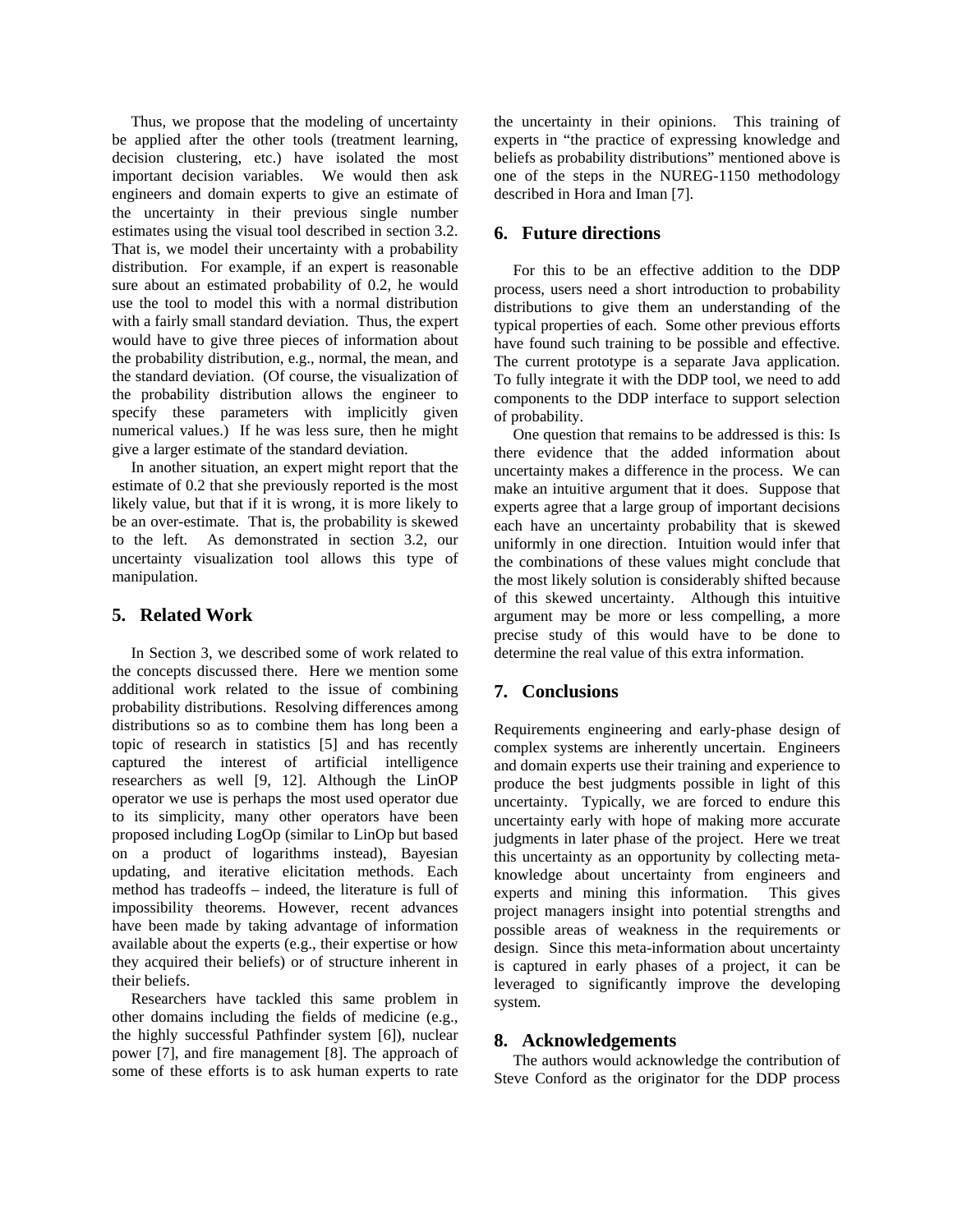Thus, we propose that the modeling of uncertainty be applied after the other tools (treatment learning, decision clustering, etc.) have isolated the most important decision variables. We would then ask engineers and domain experts to give an estimate of the uncertainty in their previous single number estimates using the visual tool described in section 3.2. That is, we model their uncertainty with a probability distribution. For example, if an expert is reasonable sure about an estimated probability of 0.2, he would use the tool to model this with a normal distribution with a fairly small standard deviation. Thus, the expert would have to give three pieces of information about the probability distribution, e.g., normal, the mean, and the standard deviation. (Of course, the visualization of the probability distribution allows the engineer to specify these parameters with implicitly given numerical values.) If he was less sure, then he might give a larger estimate of the standard deviation.

In another situation, an expert might report that the estimate of 0.2 that she previously reported is the most likely value, but that if it is wrong, it is more likely to be an over-estimate. That is, the probability is skewed to the left. As demonstrated in section 3.2, our uncertainty visualization tool allows this type of manipulation.

## 5. Related Work

In Section 3, we described some of work related to the concepts discussed there. Here we mention some additional work related to the issue of combining probability distributions. Resolving differences among distributions so as to combine them has long been a topic of research in statistics [5] and has recently captured the interest of artificial intelligence researchers as well [9, 12]. Although the LinOP operator we use is perhaps the most used operator due to its simplicity, many other operators have been proposed including LogOp (similar to LinOp but based on a product of logarithms instead), Bayesian updating, and iterative elicitation methods. Each method has tradeoffs – indeed, the literature is full of impossibility theorems. However, recent advances have been made by taking advantage of information available about the experts (e.g., their expertise or how they acquired their beliefs) or of structure inherent in their beliefs.

Researchers have tackled this same problem in other domains including the fields of medicine (e.g., the highly successful Pathfinder system [6]), nuclear power [7], and fire management [8]. The approach of some of these efforts is to ask human experts to rate the uncertainty in their opinions. This training of experts in "the practice of expressing knowledge and beliefs as probability distributions" mentioned above is one of the steps in the NUREG-1150 methodology described in Hora and Iman [7].

## 6. Future directions

For this to be an effective addition to the DDP process, users need a short introduction to probability distributions to give them an understanding of the typical properties of each. Some other previous efforts have found such training to be possible and effective. The current prototype is a separate Java application. To fully integrate it with the DDP tool, we need to add components to the DDP interface to support selection of probability.

One question that remains to be addressed is this: Is there evidence that the added information about uncertainty makes a difference in the process. We can make an intuitive argument that it does. Suppose that experts agree that a large group of important decisions each have an uncertainty probability that is skewed uniformly in one direction. Intuition would infer that the combinations of these values might conclude that the most likely solution is considerably shifted because of this skewed uncertainty. Although this intuitive argument may be more or less compelling, a more precise study of this would have to be done to determine the real value of this extra information.

## 7. Conclusions

Requirements engineering and early-phase design of complex systems are inherently uncertain. Engineers and domain experts use their training and experience to produce the best judgments possible in light of this uncertainty. Typically, we are forced to endure this uncertainty early with hope of making more accurate judgments in later phase of the project. Here we treat this uncertainty as an opportunity by collecting meta-knowledge about uncertainty from engineers and experts and mining this information. This gives project managers insight into potential strengths and possible areas of weakness in the requirements or design. Since this meta-information about uncertainty is captured in early phases of a project, it can be leveraged to significantly improve the developing system.

## 8. Acknowledgements

The authors would acknowledge the contribution of Steve Conford as the originator for the DDP process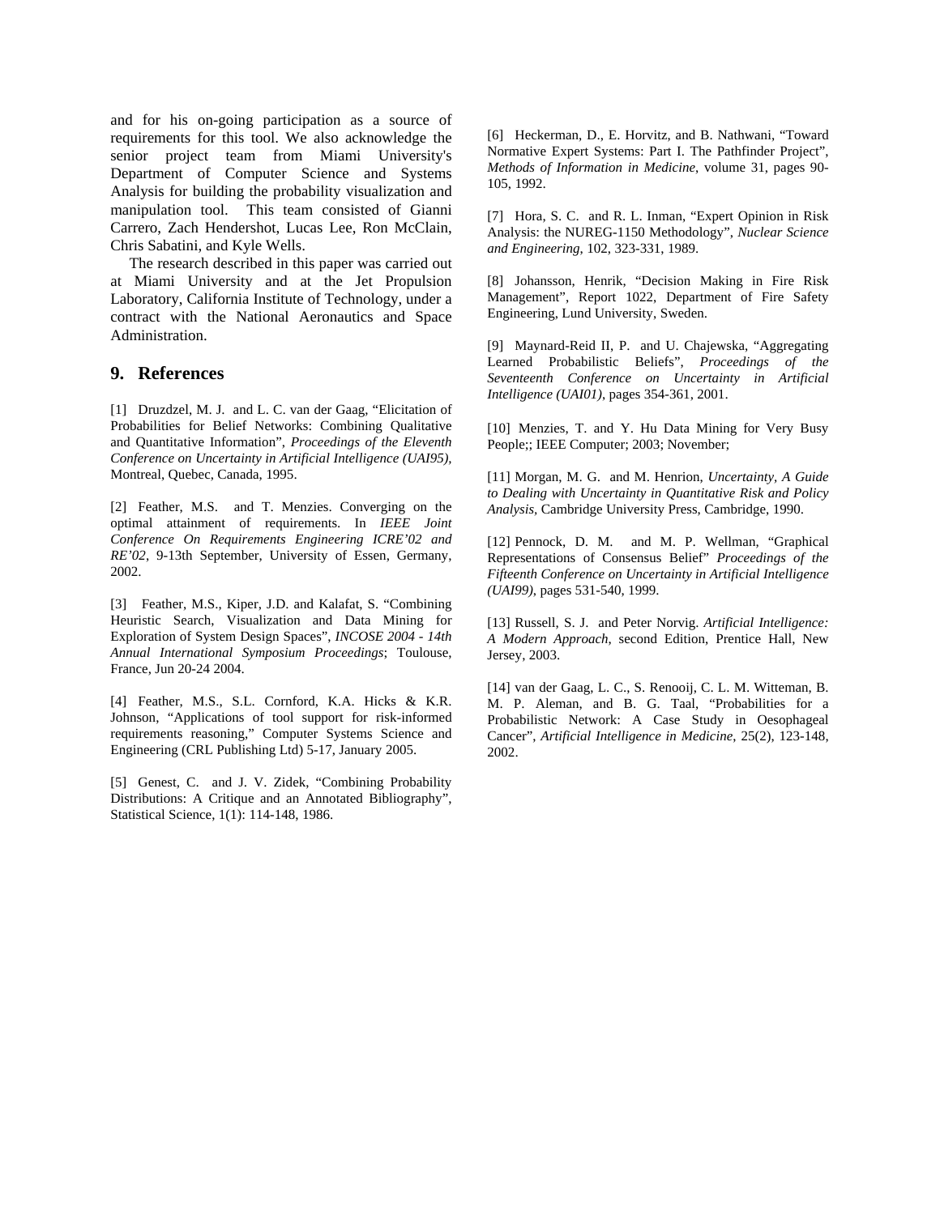and for his on-going participation as a source of requirements for this tool. We also acknowledge the senior project team from Miami University's Department of Computer Science and Systems Analysis for building the probability visualization and manipulation tool. This team consisted of Gianni Carrero, Zach Hendershot, Lucas Lee, Ron McClain, Chris Sabatini, and Kyle Wells.

The research described in this paper was carried out at Miami University and at the Jet Propulsion Laboratory, California Institute of Technology, under a contract with the National Aeronautics and Space Administration.

## 9. References

[1] Druzdzel, M. J. and L. C. van der Gaag, "Elicitation of Probabilities for Belief Networks: Combining Qualitative and Quantitative Information", *Proceedings of the Eleventh Conference on Uncertainty in Artificial Intelligence (UAI95)*, Montreal, Quebec, Canada, 1995.

[2] Feather, M.S. and T. Menzies. Converging on the optimal attainment of requirements. In *IEEE Joint Conference On Requirements Engineering ICRE'02 and RE'02*, 9-13th September, University of Essen, Germany, 2002.

[3] Feather, M.S., Kiper, J.D. and Kalafat, S. "Combining Heuristic Search, Visualization and Data Mining for Exploration of System Design Spaces", *INCOSE 2004 - 14th Annual International Symposium Proceedings*; Toulouse, France, Jun 20-24 2004.

[4] Feather, M.S., S.L. Cornford, K.A. Hicks & K.R. Johnson, "Applications of tool support for risk-informed requirements reasoning," Computer Systems Science and Engineering (CRL Publishing Ltd) 5-17, January 2005.

[5] Genest, C. and J. V. Zidek, "Combining Probability Distributions: A Critique and an Annotated Bibliography", Statistical Science, 1(1): 114-148, 1986.

[6] Heckerman, D., E. Horvitz, and B. Nathwani, "Toward Normative Expert Systems: Part I. The Pathfinder Project", *Methods of Information in Medicine*, volume 31, pages 90-105, 1992.

[7] Hora, S. C. and R. L. Inman, "Expert Opinion in Risk Analysis: the NUREG-1150 Methodology", *Nuclear Science and Engineering*, 102, 323-331, 1989.

[8] Johansson, Henrik, "Decision Making in Fire Risk Management", Report 1022, Department of Fire Safety Engineering, Lund University, Sweden.

[9] Maynard-Reid II, P. and U. Chajewska, "Aggregating Learned Probabilistic Beliefs", *Proceedings of the Seventeenth Conference on Uncertainty in Artificial Intelligence (UAI01)*, pages 354-361, 2001.

[10] Menzies, T. and Y. Hu Data Mining for Very Busy People;; IEEE Computer; 2003; November;

[11] Morgan, M. G. and M. Henrion, *Uncertainty, A Guide to Dealing with Uncertainty in Quantitative Risk and Policy Analysis*, Cambridge University Press, Cambridge, 1990.

[12] Pennock, D. M. and M. P. Wellman, "Graphical Representations of Consensus Belief" *Proceedings of the Fifteenth Conference on Uncertainty in Artificial Intelligence (UAI99)*, pages 531-540, 1999.

[13] Russell, S. J. and Peter Norvig. *Artificial Intelligence: A Modern Approach*, second Edition, Prentice Hall, New Jersey, 2003.

[14] van der Gaag, L. C., S. Renooij, C. L. M. Witteman, B. M. P. Aleman, and B. G. Taal, "Probabilities for a Probabilistic Network: A Case Study in Oesophageal Cancer", *Artificial Intelligence in Medicine*, 25(2), 123-148, 2002.